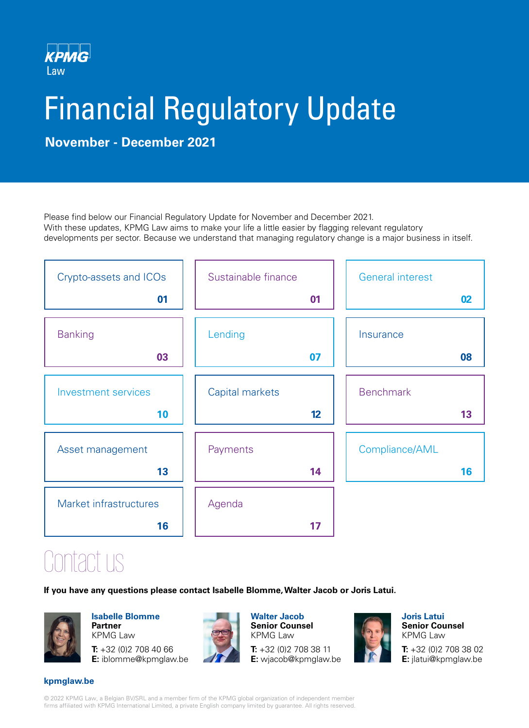KPMG Law

# Financial Regulatory Update

**November - December 2021**

Please find below our Financial Regulatory Update for November and December 2021.
With these updates, KPMG Law aims to make your life a little easier by flagging relevant regulatory developments per sector. Because we understand that managing regulatory change is a major business in itself.

| Section | Page |
|---|---|
| Crypto-assets and ICOs | 01 |
| Sustainable finance | 01 |
| General interest | 02 |
| Banking | 03 |
| Lending | 07 |
| Insurance | 08 |
| Investment services | 10 |
| Capital markets | 12 |
| Benchmark | 13 |
| Asset management | 13 |
| Payments | 14 |
| Compliance/AML | 16 |
| Market infrastructures | 16 |
| Agenda | 17 |

## Contact us

**If you have any questions please contact Isabelle Blomme, Walter Jacob or Joris Latui.**

**Isabelle Blomme**
**Partner**
KPMG Law
**T:** +32 (0)2 708 40 66
**E:** iblomme@kpmglaw.be

**Walter Jacob**
**Senior Counsel**
KPMG Law
**T:** +32 (0)2 708 38 11
**E:** wjacob@kpmglaw.be

**Joris Latui**
**Senior Counsel**
KPMG Law
**T:** +32 (0)2 708 38 02
**E:** jlatui@kpmglaw.be

**kpmglaw.be**

© 2022 KPMG Law, a Belgian BV/SRL and a member firm of the KPMG global organization of independent member firms affiliated with KPMG International Limited, a private English company limited by guarantee. All rights reserved.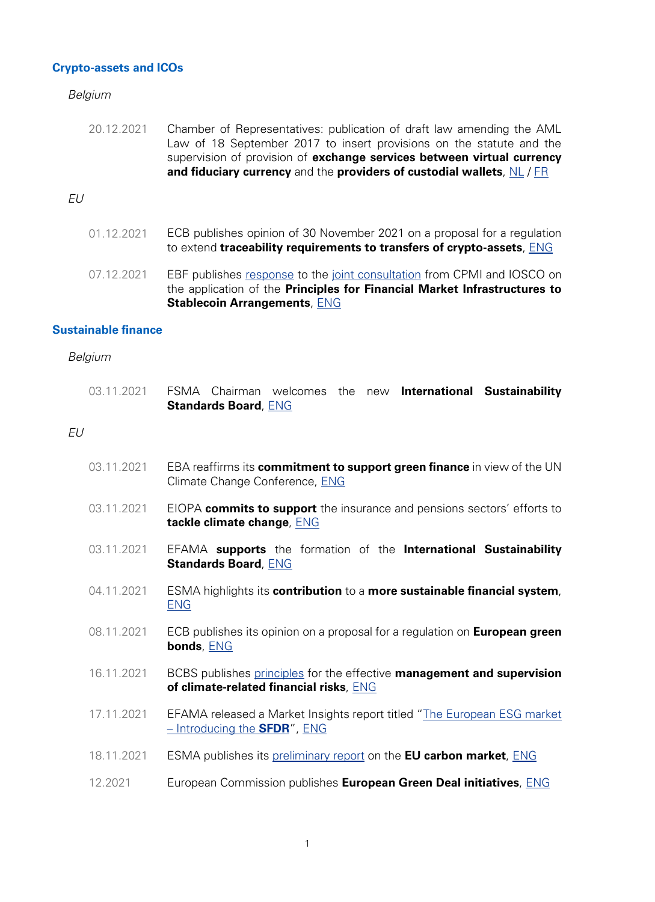## Crypto-assets and ICOs

*Belgium*

20.12.2021 Chamber of Representatives: publication of draft law amending the AML Law of 18 September 2017 to insert provisions on the statute and the supervision of provision of **exchange services between virtual currency and fiduciary currency** and the **providers of custodial wallets**, NL / FR

*EU*

01.12.2021 ECB publishes opinion of 30 November 2021 on a proposal for a regulation to extend **traceability requirements to transfers of crypto-assets**, ENG

07.12.2021 EBF publishes response to the joint consultation from CPMI and IOSCO on the application of the **Principles for Financial Market Infrastructures to Stablecoin Arrangements**, ENG

## Sustainable finance

*Belgium*

03.11.2021 FSMA Chairman welcomes the new **International Sustainability Standards Board**, ENG

*EU*

03.11.2021 EBA reaffirms its **commitment to support green finance** in view of the UN Climate Change Conference, ENG

03.11.2021 EIOPA **commits to support** the insurance and pensions sectors' efforts to **tackle climate change**, ENG

03.11.2021 EFAMA **supports** the formation of the **International Sustainability Standards Board**, ENG

04.11.2021 ESMA highlights its **contribution** to a **more sustainable financial system**, ENG

08.11.2021 ECB publishes its opinion on a proposal for a regulation on **European green bonds**, ENG

16.11.2021 BCBS publishes principles for the effective **management and supervision of climate-related financial risks**, ENG

17.11.2021 EFAMA released a Market Insights report titled "The European ESG market – Introducing the **SFDR**", ENG

18.11.2021 ESMA publishes its preliminary report on the **EU carbon market**, ENG

12.2021 European Commission publishes **European Green Deal initiatives**, ENG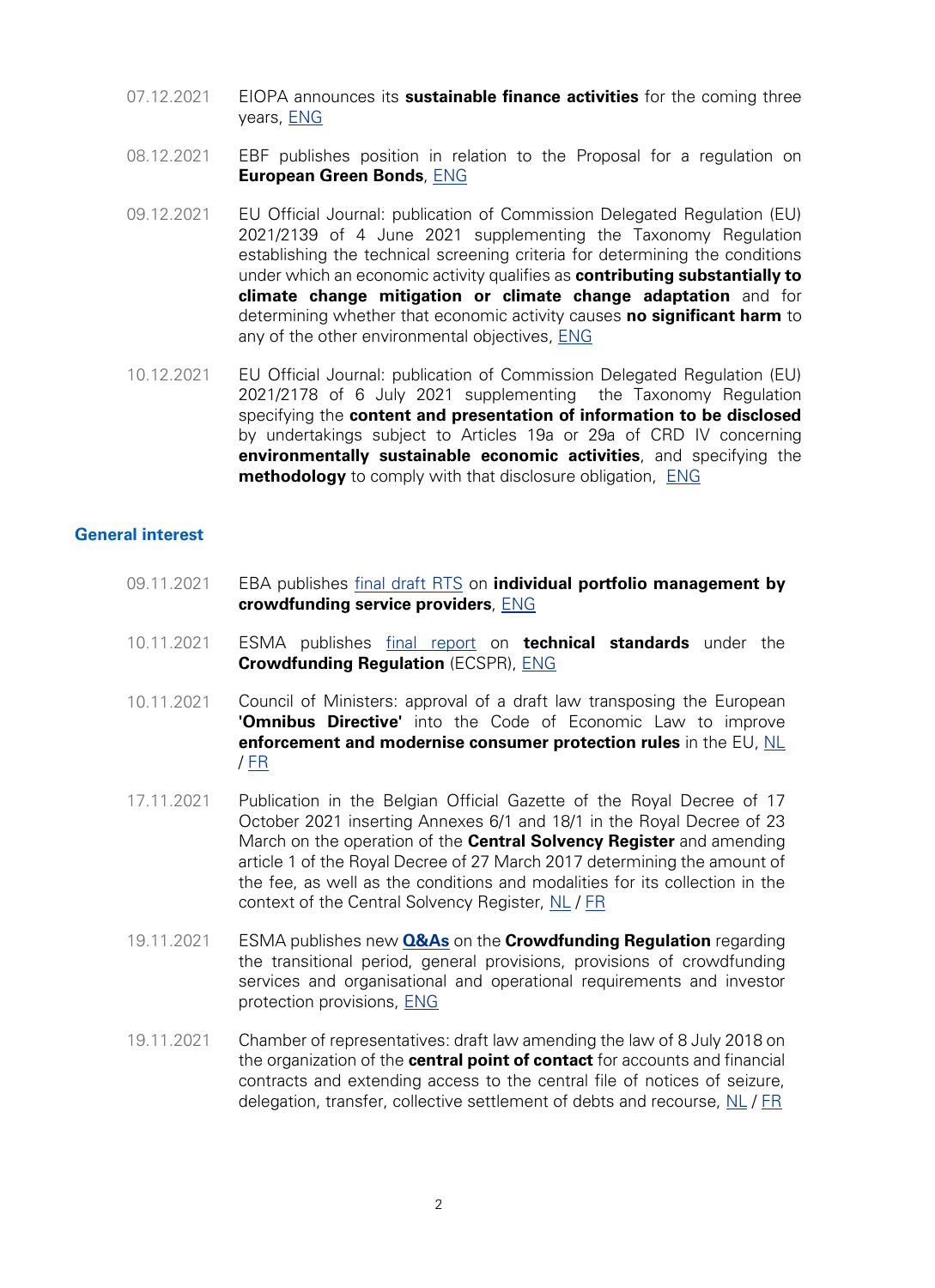07.12.2021 EIOPA announces its **sustainable finance activities** for the coming three years, ENG

08.12.2021 EBF publishes position in relation to the Proposal for a regulation on **European Green Bonds**, ENG

09.12.2021 EU Official Journal: publication of Commission Delegated Regulation (EU) 2021/2139 of 4 June 2021 supplementing the Taxonomy Regulation establishing the technical screening criteria for determining the conditions under which an economic activity qualifies as **contributing substantially to climate change mitigation or climate change adaptation** and for determining whether that economic activity causes **no significant harm** to any of the other environmental objectives, ENG

10.12.2021 EU Official Journal: publication of Commission Delegated Regulation (EU) 2021/2178 of 6 July 2021 supplementing the Taxonomy Regulation specifying the **content and presentation of information to be disclosed** by undertakings subject to Articles 19a or 29a of CRD IV concerning **environmentally sustainable economic activities**, and specifying the **methodology** to comply with that disclosure obligation, ENG

## General interest

09.11.2021 EBA publishes final draft RTS on **individual portfolio management by crowdfunding service providers**, ENG

10.11.2021 ESMA publishes final report on **technical standards** under the **Crowdfunding Regulation** (ECSPR), ENG

10.11.2021 Council of Ministers: approval of a draft law transposing the European **'Omnibus Directive'** into the Code of Economic Law to improve **enforcement and modernise consumer protection rules** in the EU, NL / FR

17.11.2021 Publication in the Belgian Official Gazette of the Royal Decree of 17 October 2021 inserting Annexes 6/1 and 18/1 in the Royal Decree of 23 March on the operation of the **Central Solvency Register** and amending article 1 of the Royal Decree of 27 March 2017 determining the amount of the fee, as well as the conditions and modalities for its collection in the context of the Central Solvency Register, NL / FR

19.11.2021 ESMA publishes new **Q&As** on the **Crowdfunding Regulation** regarding the transitional period, general provisions, provisions of crowdfunding services and organisational and operational requirements and investor protection provisions, ENG

19.11.2021 Chamber of representatives: draft law amending the law of 8 July 2018 on the organization of the **central point of contact** for accounts and financial contracts and extending access to the central file of notices of seizure, delegation, transfer, collective settlement of debts and recourse, NL / FR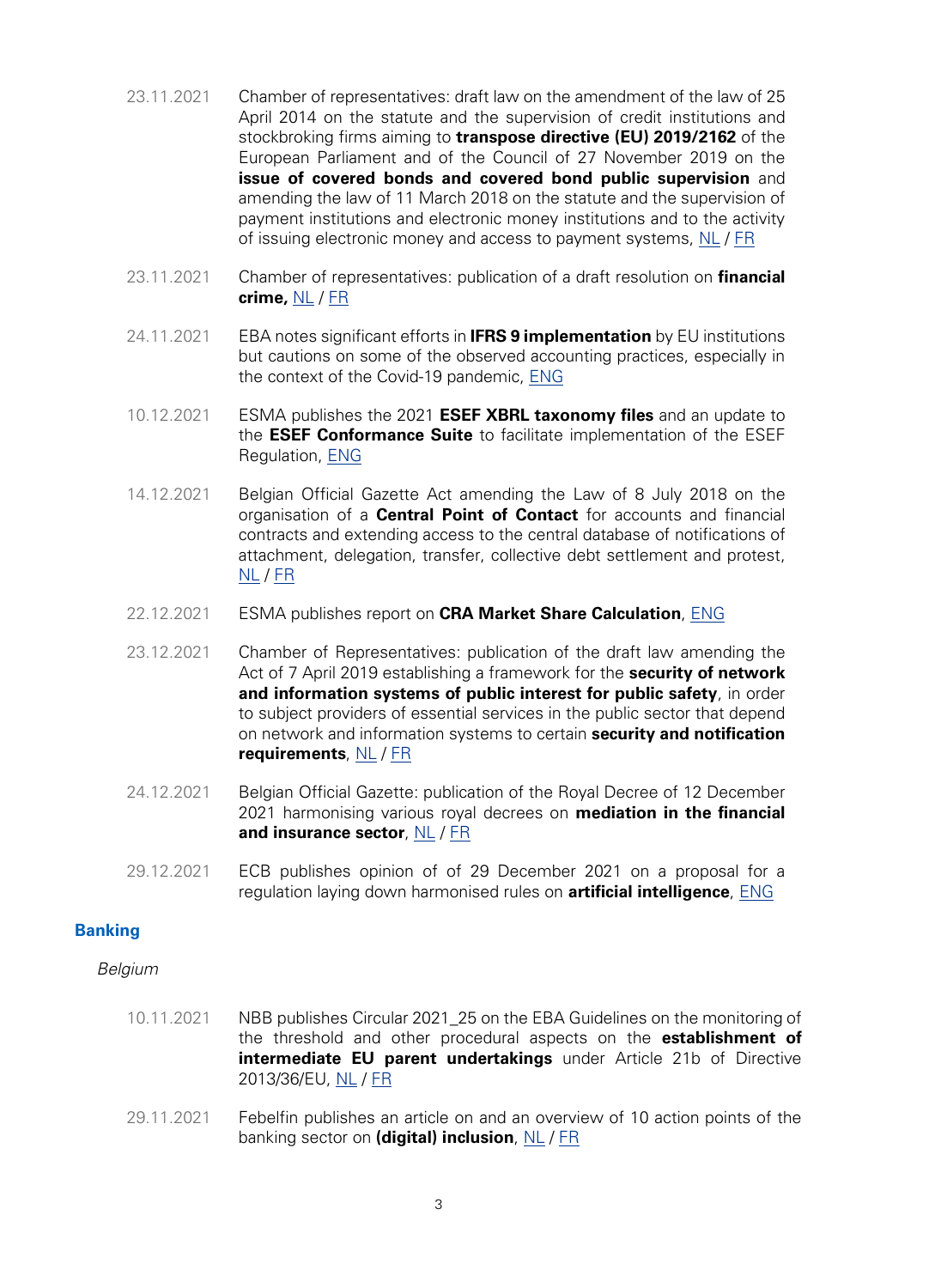23.11.2021 Chamber of representatives: draft law on the amendment of the law of 25 April 2014 on the statute and the supervision of credit institutions and stockbroking firms aiming to **transpose directive (EU) 2019/2162** of the European Parliament and of the Council of 27 November 2019 on the **issue of covered bonds and covered bond public supervision** and amending the law of 11 March 2018 on the statute and the supervision of payment institutions and electronic money institutions and to the activity of issuing electronic money and access to payment systems, NL / FR

23.11.2021 Chamber of representatives: publication of a draft resolution on **financial crime,** NL / FR

24.11.2021 EBA notes significant efforts in **IFRS 9 implementation** by EU institutions but cautions on some of the observed accounting practices, especially in the context of the Covid-19 pandemic, ENG

10.12.2021 ESMA publishes the 2021 **ESEF XBRL taxonomy files** and an update to the **ESEF Conformance Suite** to facilitate implementation of the ESEF Regulation, ENG

14.12.2021 Belgian Official Gazette Act amending the Law of 8 July 2018 on the organisation of a **Central Point of Contact** for accounts and financial contracts and extending access to the central database of notifications of attachment, delegation, transfer, collective debt settlement and protest, NL / FR

22.12.2021 ESMA publishes report on **CRA Market Share Calculation**, ENG

23.12.2021 Chamber of Representatives: publication of the draft law amending the Act of 7 April 2019 establishing a framework for the **security of network and information systems of public interest for public safety**, in order to subject providers of essential services in the public sector that depend on network and information systems to certain **security and notification requirements**, NL / FR

24.12.2021 Belgian Official Gazette: publication of the Royal Decree of 12 December 2021 harmonising various royal decrees on **mediation in the financial and insurance sector**, NL / FR

29.12.2021 ECB publishes opinion of of 29 December 2021 on a proposal for a regulation laying down harmonised rules on **artificial intelligence**, ENG

## Banking

*Belgium*

10.11.2021 NBB publishes Circular 2021_25 on the EBA Guidelines on the monitoring of the threshold and other procedural aspects on the **establishment of intermediate EU parent undertakings** under Article 21b of Directive 2013/36/EU, NL / FR

29.11.2021 Febelfin publishes an article on and an overview of 10 action points of the banking sector on **(digital) inclusion**, NL / FR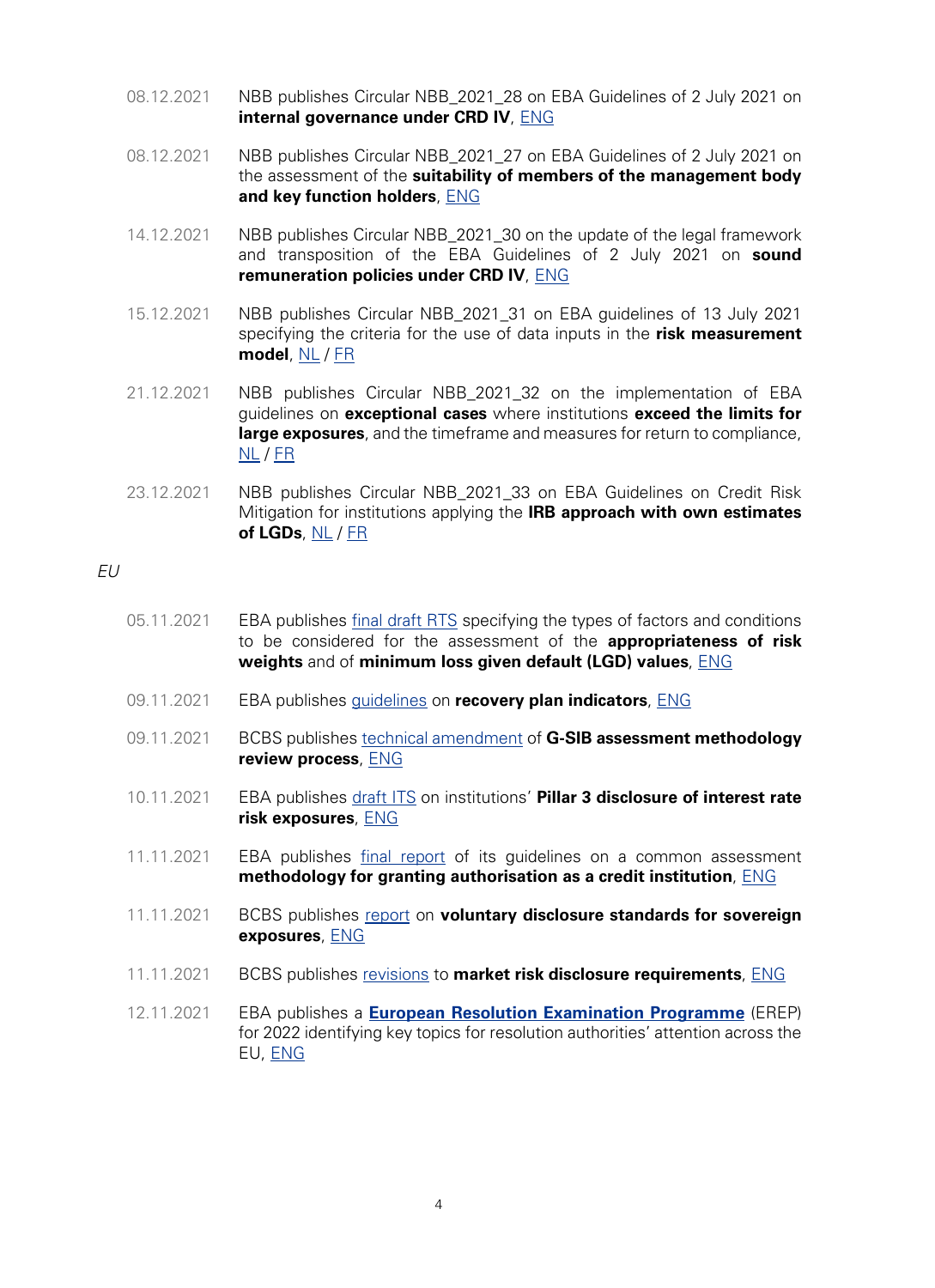08.12.2021 NBB publishes Circular NBB_2021_28 on EBA Guidelines of 2 July 2021 on **internal governance under CRD IV**, ENG

08.12.2021 NBB publishes Circular NBB_2021_27 on EBA Guidelines of 2 July 2021 on the assessment of the **suitability of members of the management body and key function holders**, ENG

14.12.2021 NBB publishes Circular NBB_2021_30 on the update of the legal framework and transposition of the EBA Guidelines of 2 July 2021 on **sound remuneration policies under CRD IV**, ENG

15.12.2021 NBB publishes Circular NBB_2021_31 on EBA guidelines of 13 July 2021 specifying the criteria for the use of data inputs in the **risk measurement model**, NL / FR

21.12.2021 NBB publishes Circular NBB_2021_32 on the implementation of EBA guidelines on **exceptional cases** where institutions **exceed the limits for large exposures**, and the timeframe and measures for return to compliance, NL / FR

23.12.2021 NBB publishes Circular NBB_2021_33 on EBA Guidelines on Credit Risk Mitigation for institutions applying the **IRB approach with own estimates of LGDs**, NL / FR

*EU*

05.11.2021 EBA publishes final draft RTS specifying the types of factors and conditions to be considered for the assessment of the **appropriateness of risk weights** and of **minimum loss given default (LGD) values**, ENG

09.11.2021 EBA publishes guidelines on **recovery plan indicators**, ENG

09.11.2021 BCBS publishes technical amendment of **G-SIB assessment methodology review process**, ENG

10.11.2021 EBA publishes draft ITS on institutions' **Pillar 3 disclosure of interest rate risk exposures**, ENG

11.11.2021 EBA publishes final report of its guidelines on a common assessment **methodology for granting authorisation as a credit institution**, ENG

11.11.2021 BCBS publishes report on **voluntary disclosure standards for sovereign exposures**, ENG

11.11.2021 BCBS publishes revisions to **market risk disclosure requirements**, ENG

12.11.2021 EBA publishes a **European Resolution Examination Programme** (EREP) for 2022 identifying key topics for resolution authorities' attention across the EU, ENG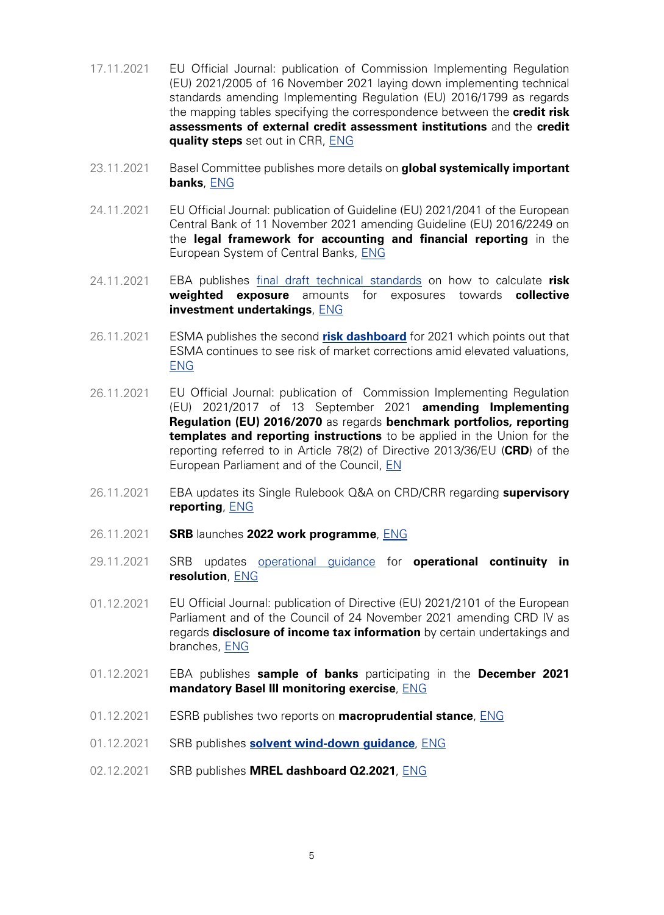| | |
|---|---|
| 17.11.2021 | EU Official Journal: publication of Commission Implementing Regulation (EU) 2021/2005 of 16 November 2021 laying down implementing technical standards amending Implementing Regulation (EU) 2016/1799 as regards the mapping tables specifying the correspondence between the **credit risk assessments of external credit assessment institutions** and the **credit quality steps** set out in CRR, ENG |
| 23.11.2021 | Basel Committee publishes more details on **global systemically important banks**, ENG |
| 24.11.2021 | EU Official Journal: publication of Guideline (EU) 2021/2041 of the European Central Bank of 11 November 2021 amending Guideline (EU) 2016/2249 on the **legal framework for accounting and financial reporting** in the European System of Central Banks, ENG |
| 24.11.2021 | EBA publishes final draft technical standards on how to calculate **risk weighted exposure** amounts for exposures towards **collective investment undertakings**, ENG |
| 26.11.2021 | ESMA publishes the second **risk dashboard** for 2021 which points out that ESMA continues to see risk of market corrections amid elevated valuations, ENG |
| 26.11.2021 | EU Official Journal: publication of Commission Implementing Regulation (EU) 2021/2017 of 13 September 2021 **amending Implementing Regulation (EU) 2016/2070** as regards **benchmark portfolios, reporting templates and reporting instructions** to be applied in the Union for the reporting referred to in Article 78(2) of Directive 2013/36/EU (**CRD**) of the European Parliament and of the Council, EN |
| 26.11.2021 | EBA updates its Single Rulebook Q&A on CRD/CRR regarding **supervisory reporting**, ENG |
| 26.11.2021 | **SRB** launches **2022 work programme**, ENG |
| 29.11.2021 | SRB updates operational guidance for **operational continuity in resolution**, ENG |
| 01.12.2021 | EU Official Journal: publication of Directive (EU) 2021/2101 of the European Parliament and of the Council of 24 November 2021 amending CRD IV as regards **disclosure of income tax information** by certain undertakings and branches, ENG |
| 01.12.2021 | EBA publishes **sample of banks** participating in the **December 2021 mandatory Basel III monitoring exercise**, ENG |
| 01.12.2021 | ESRB publishes two reports on **macroprudential stance**, ENG |
| 01.12.2021 | SRB publishes **solvent wind-down guidance**, ENG |
| 02.12.2021 | SRB publishes **MREL dashboard Q2.2021**, ENG |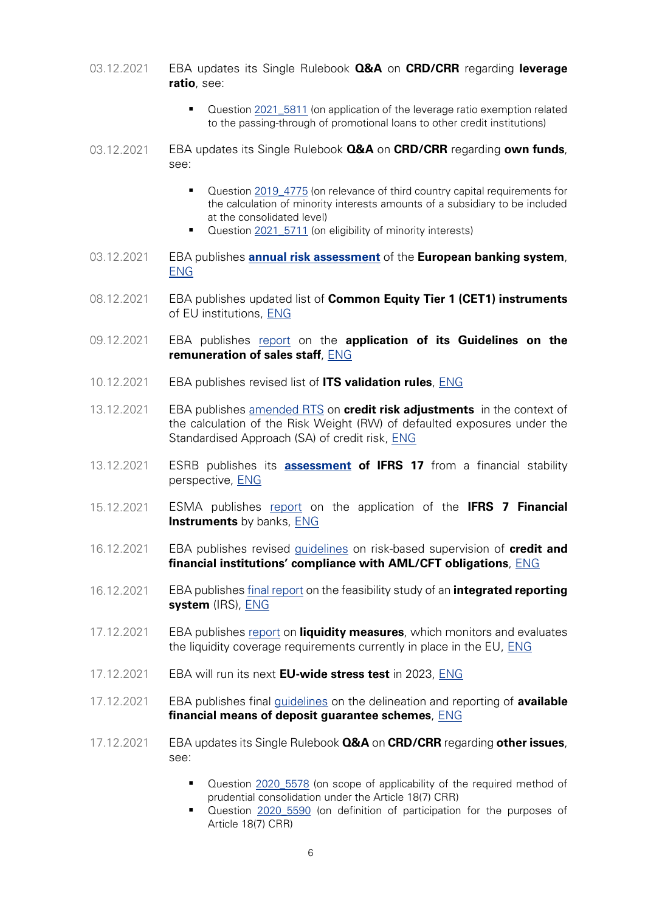03.12.2021 EBA updates its Single Rulebook **Q&A** on **CRD/CRR** regarding **leverage ratio**, see:

- Question 2021_5811 (on application of the leverage ratio exemption related to the passing-through of promotional loans to other credit institutions)

03.12.2021 EBA updates its Single Rulebook **Q&A** on **CRD/CRR** regarding **own funds**, see:

- Question 2019_4775 (on relevance of third country capital requirements for the calculation of minority interests amounts of a subsidiary to be included at the consolidated level)
- Question 2021_5711 (on eligibility of minority interests)

03.12.2021 EBA publishes **annual risk assessment** of the **European banking system**, ENG

08.12.2021 EBA publishes updated list of **Common Equity Tier 1 (CET1) instruments** of EU institutions, ENG

09.12.2021 EBA publishes report on the **application of its Guidelines on the remuneration of sales staff**, ENG

10.12.2021 EBA publishes revised list of **ITS validation rules**, ENG

13.12.2021 EBA publishes amended RTS on **credit risk adjustments** in the context of the calculation of the Risk Weight (RW) of defaulted exposures under the Standardised Approach (SA) of credit risk, ENG

13.12.2021 ESRB publishes its **assessment of IFRS 17** from a financial stability perspective, ENG

15.12.2021 ESMA publishes report on the application of the **IFRS 7 Financial Instruments** by banks, ENG

16.12.2021 EBA publishes revised guidelines on risk-based supervision of **credit and financial institutions' compliance with AML/CFT obligations**, ENG

16.12.2021 EBA publishes final report on the feasibility study of an **integrated reporting system** (IRS), ENG

17.12.2021 EBA publishes report on **liquidity measures**, which monitors and evaluates the liquidity coverage requirements currently in place in the EU, ENG

17.12.2021 EBA will run its next **EU-wide stress test** in 2023, ENG

17.12.2021 EBA publishes final guidelines on the delineation and reporting of **available financial means of deposit guarantee schemes**, ENG

17.12.2021 EBA updates its Single Rulebook **Q&A** on **CRD/CRR** regarding **other issues**, see:

- Question 2020_5578 (on scope of applicability of the required method of prudential consolidation under the Article 18(7) CRR)
- Question 2020_5590 (on definition of participation for the purposes of Article 18(7) CRR)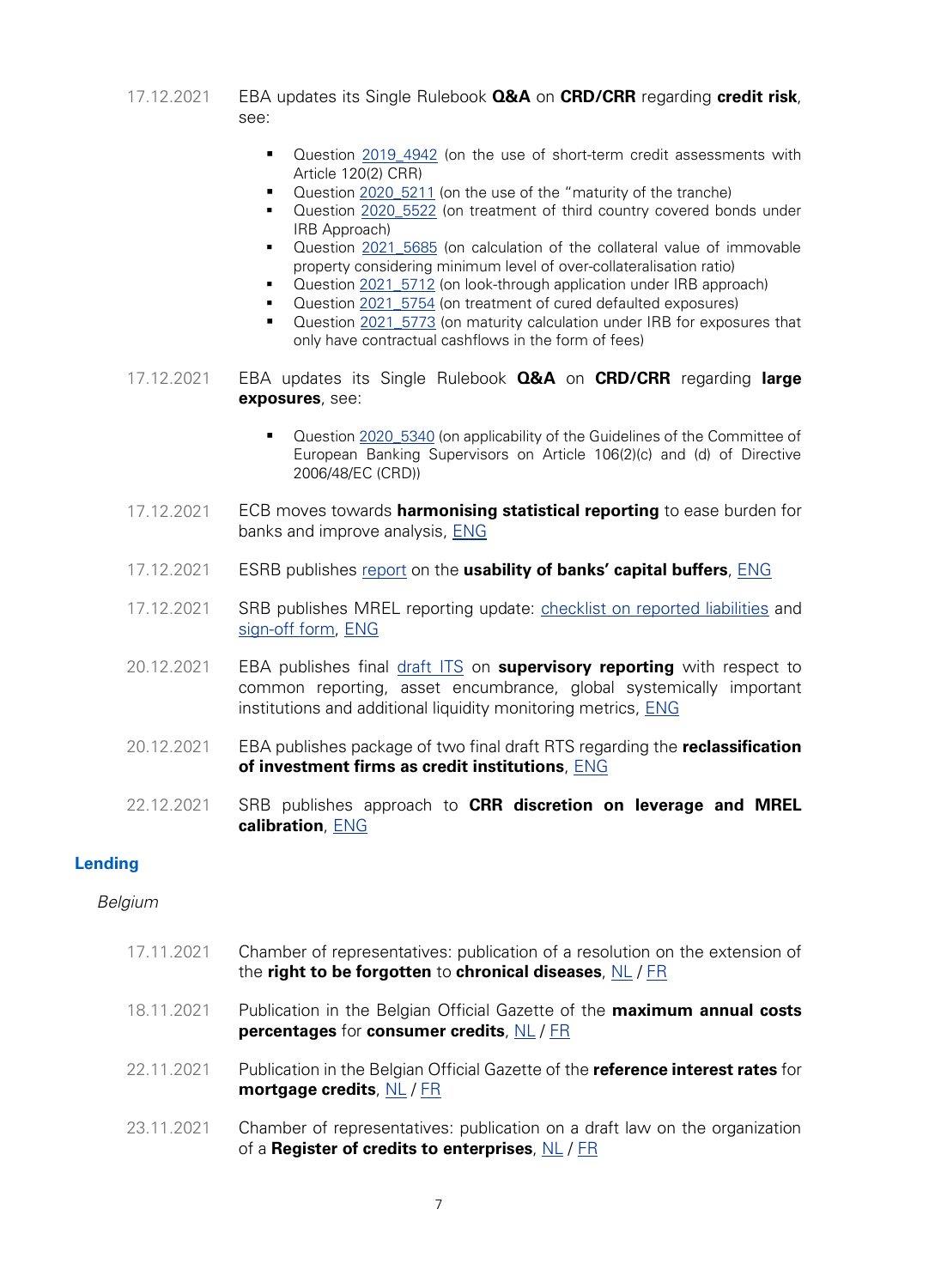17.12.2021 EBA updates its Single Rulebook **Q&A** on **CRD/CRR** regarding **credit risk**, see:

- Question 2019_4942 (on the use of short-term credit assessments with Article 120(2) CRR)
- Question 2020_5211 (on the use of the "maturity of the tranche)
- Question 2020_5522 (on treatment of third country covered bonds under IRB Approach)
- Question 2021_5685 (on calculation of the collateral value of immovable property considering minimum level of over-collateralisation ratio)
- Question 2021_5712 (on look-through application under IRB approach)
- Question 2021_5754 (on treatment of cured defaulted exposures)
- Question 2021_5773 (on maturity calculation under IRB for exposures that only have contractual cashflows in the form of fees)

17.12.2021 EBA updates its Single Rulebook **Q&A** on **CRD/CRR** regarding **large exposures**, see:

- Question 2020_5340 (on applicability of the Guidelines of the Committee of European Banking Supervisors on Article 106(2)(c) and (d) of Directive 2006/48/EC (CRD))

17.12.2021 ECB moves towards **harmonising statistical reporting** to ease burden for banks and improve analysis, ENG

17.12.2021 ESRB publishes report on the **usability of banks' capital buffers**, ENG

17.12.2021 SRB publishes MREL reporting update: checklist on reported liabilities and sign-off form, ENG

20.12.2021 EBA publishes final draft ITS on **supervisory reporting** with respect to common reporting, asset encumbrance, global systemically important institutions and additional liquidity monitoring metrics, ENG

20.12.2021 EBA publishes package of two final draft RTS regarding the **reclassification of investment firms as credit institutions**, ENG

22.12.2021 SRB publishes approach to **CRR discretion on leverage and MREL calibration**, ENG

## Lending

*Belgium*

17.11.2021 Chamber of representatives: publication of a resolution on the extension of the **right to be forgotten** to **chronical diseases**, NL / FR

18.11.2021 Publication in the Belgian Official Gazette of the **maximum annual costs percentages** for **consumer credits**, NL / FR

22.11.2021 Publication in the Belgian Official Gazette of the **reference interest rates** for **mortgage credits**, NL / FR

23.11.2021 Chamber of representatives: publication on a draft law on the organization of a **Register of credits to enterprises**, NL / FR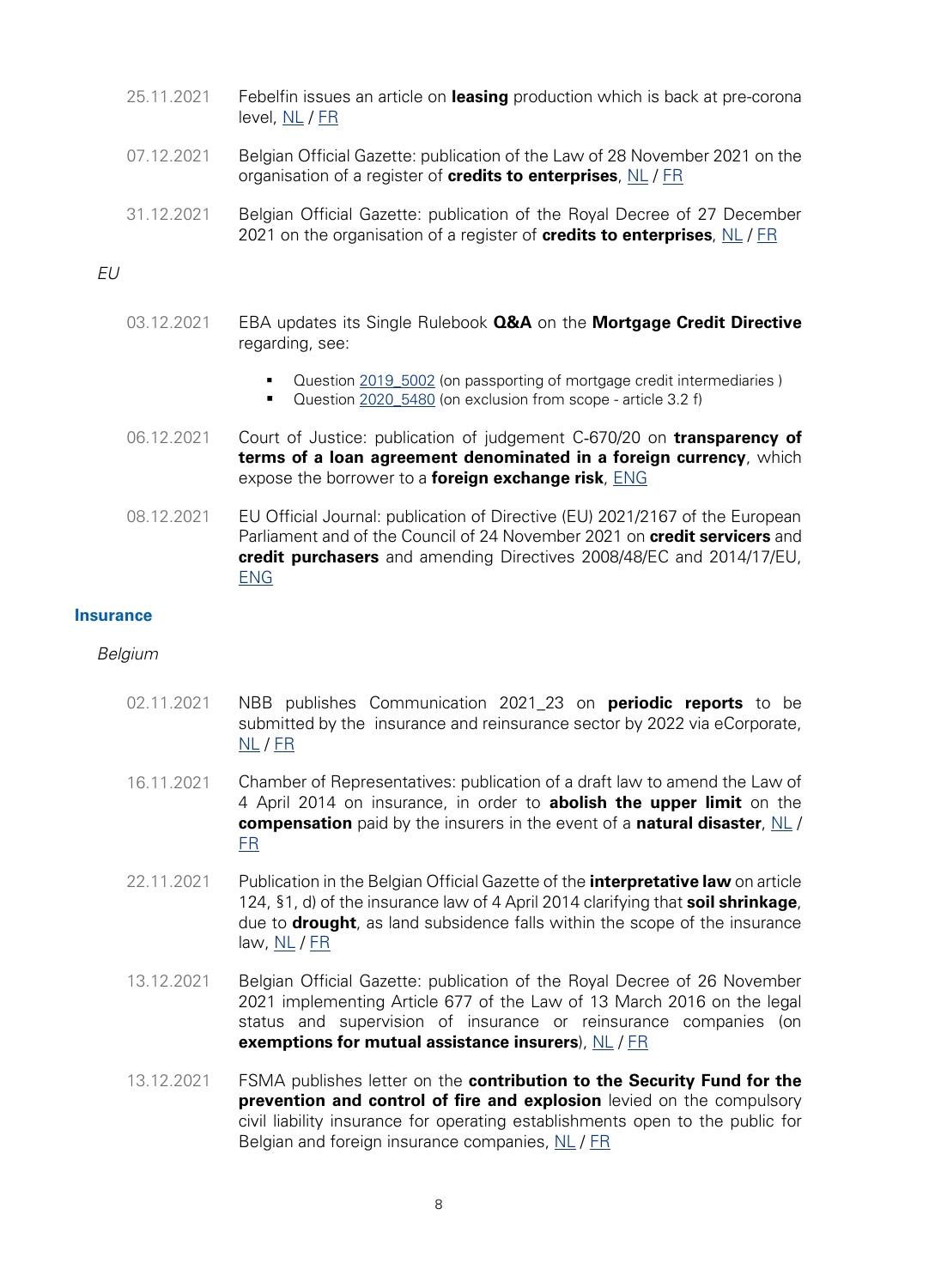25.11.2021 Febelfin issues an article on **leasing** production which is back at pre-corona level, NL / FR

07.12.2021 Belgian Official Gazette: publication of the Law of 28 November 2021 on the organisation of a register of **credits to enterprises**, NL / FR

31.12.2021 Belgian Official Gazette: publication of the Royal Decree of 27 December 2021 on the organisation of a register of **credits to enterprises**, NL / FR

*EU*

03.12.2021 EBA updates its Single Rulebook **Q&A** on the **Mortgage Credit Directive** regarding, see:

- Question 2019_5002 (on passporting of mortgage credit intermediaries )
- Question 2020_5480 (on exclusion from scope - article 3.2 f)

06.12.2021 Court of Justice: publication of judgement C-670/20 on **transparency of terms of a loan agreement denominated in a foreign currency**, which expose the borrower to a **foreign exchange risk**, ENG

08.12.2021 EU Official Journal: publication of Directive (EU) 2021/2167 of the European Parliament and of the Council of 24 November 2021 on **credit servicers** and **credit purchasers** and amending Directives 2008/48/EC and 2014/17/EU, ENG

## Insurance

*Belgium*

02.11.2021 NBB publishes Communication 2021_23 on **periodic reports** to be submitted by the insurance and reinsurance sector by 2022 via eCorporate, NL / FR

16.11.2021 Chamber of Representatives: publication of a draft law to amend the Law of 4 April 2014 on insurance, in order to **abolish the upper limit** on the **compensation** paid by the insurers in the event of a **natural disaster**, NL / FR

22.11.2021 Publication in the Belgian Official Gazette of the **interpretative law** on article 124, §1, d) of the insurance law of 4 April 2014 clarifying that **soil shrinkage**, due to **drought**, as land subsidence falls within the scope of the insurance law, NL / FR

13.12.2021 Belgian Official Gazette: publication of the Royal Decree of 26 November 2021 implementing Article 677 of the Law of 13 March 2016 on the legal status and supervision of insurance or reinsurance companies (on **exemptions for mutual assistance insurers**), NL / FR

13.12.2021 FSMA publishes letter on the **contribution to the Security Fund for the prevention and control of fire and explosion** levied on the compulsory civil liability insurance for operating establishments open to the public for Belgian and foreign insurance companies, NL / FR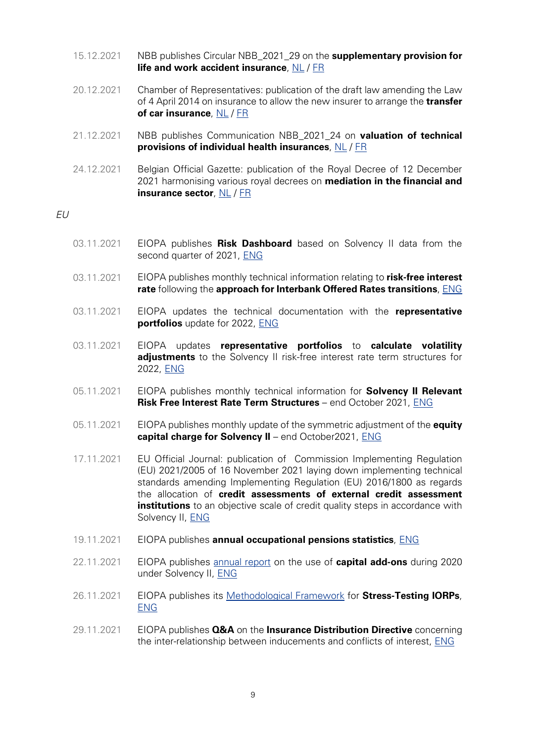15.12.2021 NBB publishes Circular NBB_2021_29 on the **supplementary provision for life and work accident insurance**, NL / FR

20.12.2021 Chamber of Representatives: publication of the draft law amending the Law of 4 April 2014 on insurance to allow the new insurer to arrange the **transfer of car insurance**, NL / FR

21.12.2021 NBB publishes Communication NBB_2021_24 on **valuation of technical provisions of individual health insurances**, NL / FR

24.12.2021 Belgian Official Gazette: publication of the Royal Decree of 12 December 2021 harmonising various royal decrees on **mediation in the financial and insurance sector**, NL / FR

*EU*

03.11.2021 EIOPA publishes **Risk Dashboard** based on Solvency II data from the second quarter of 2021, ENG

03.11.2021 EIOPA publishes monthly technical information relating to **risk-free interest rate** following the **approach for Interbank Offered Rates transitions**, ENG

03.11.2021 EIOPA updates the technical documentation with the **representative portfolios** update for 2022, ENG

03.11.2021 EIOPA updates **representative portfolios** to **calculate volatility adjustments** to the Solvency II risk-free interest rate term structures for 2022, ENG

05.11.2021 EIOPA publishes monthly technical information for **Solvency II Relevant Risk Free Interest Rate Term Structures** – end October 2021, ENG

05.11.2021 EIOPA publishes monthly update of the symmetric adjustment of the **equity capital charge for Solvency II** – end October2021, ENG

17.11.2021 EU Official Journal: publication of Commission Implementing Regulation (EU) 2021/2005 of 16 November 2021 laying down implementing technical standards amending Implementing Regulation (EU) 2016/1800 as regards the allocation of **credit assessments of external credit assessment institutions** to an objective scale of credit quality steps in accordance with Solvency II, ENG

19.11.2021 EIOPA publishes **annual occupational pensions statistics**, ENG

22.11.2021 EIOPA publishes annual report on the use of **capital add-ons** during 2020 under Solvency II, ENG

26.11.2021 EIOPA publishes its Methodological Framework for **Stress-Testing IORPs**, ENG

29.11.2021 EIOPA publishes **Q&A** on the **Insurance Distribution Directive** concerning the inter-relationship between inducements and conflicts of interest, ENG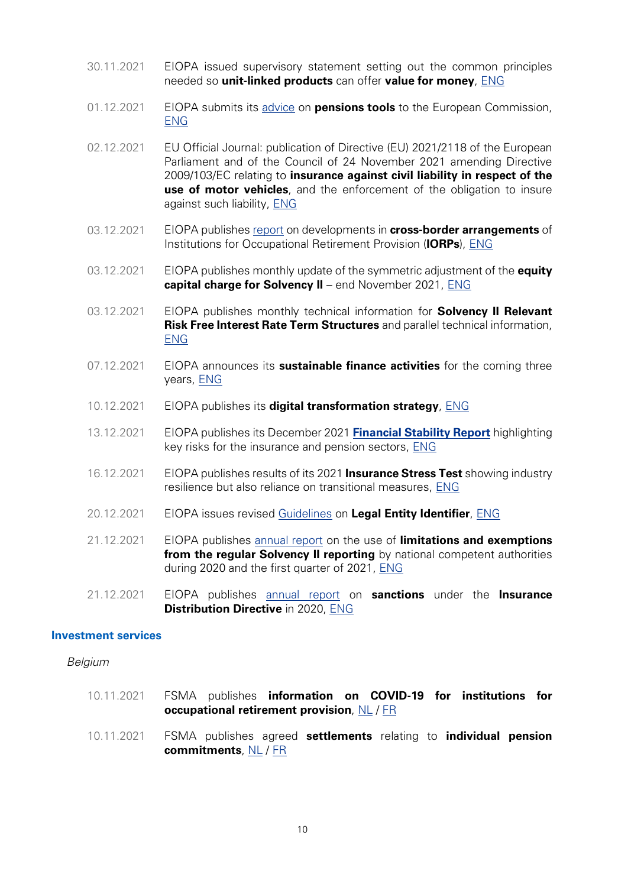30.11.2021 EIOPA issued supervisory statement setting out the common principles needed so **unit-linked products** can offer **value for money**, ENG

01.12.2021 EIOPA submits its advice on **pensions tools** to the European Commission, ENG

02.12.2021 EU Official Journal: publication of Directive (EU) 2021/2118 of the European Parliament and of the Council of 24 November 2021 amending Directive 2009/103/EC relating to **insurance against civil liability in respect of the use of motor vehicles**, and the enforcement of the obligation to insure against such liability, ENG

03.12.2021 EIOPA publishes report on developments in **cross-border arrangements** of Institutions for Occupational Retirement Provision (**IORPs**), ENG

03.12.2021 EIOPA publishes monthly update of the symmetric adjustment of the **equity capital charge for Solvency II** – end November 2021, ENG

03.12.2021 EIOPA publishes monthly technical information for **Solvency II Relevant Risk Free Interest Rate Term Structures** and parallel technical information, ENG

07.12.2021 EIOPA announces its **sustainable finance activities** for the coming three years, ENG

10.12.2021 EIOPA publishes its **digital transformation strategy**, ENG

13.12.2021 EIOPA publishes its December 2021 **Financial Stability Report** highlighting key risks for the insurance and pension sectors, ENG

16.12.2021 EIOPA publishes results of its 2021 **Insurance Stress Test** showing industry resilience but also reliance on transitional measures, ENG

20.12.2021 EIOPA issues revised Guidelines on **Legal Entity Identifier**, ENG

21.12.2021 EIOPA publishes annual report on the use of **limitations and exemptions from the regular Solvency II reporting** by national competent authorities during 2020 and the first quarter of 2021, ENG

21.12.2021 EIOPA publishes annual report on **sanctions** under the **Insurance Distribution Directive** in 2020, ENG

## Investment services

*Belgium*

10.11.2021 FSMA publishes **information on COVID-19 for institutions for occupational retirement provision**, NL / FR

10.11.2021 FSMA publishes agreed **settlements** relating to **individual pension commitments**, NL / FR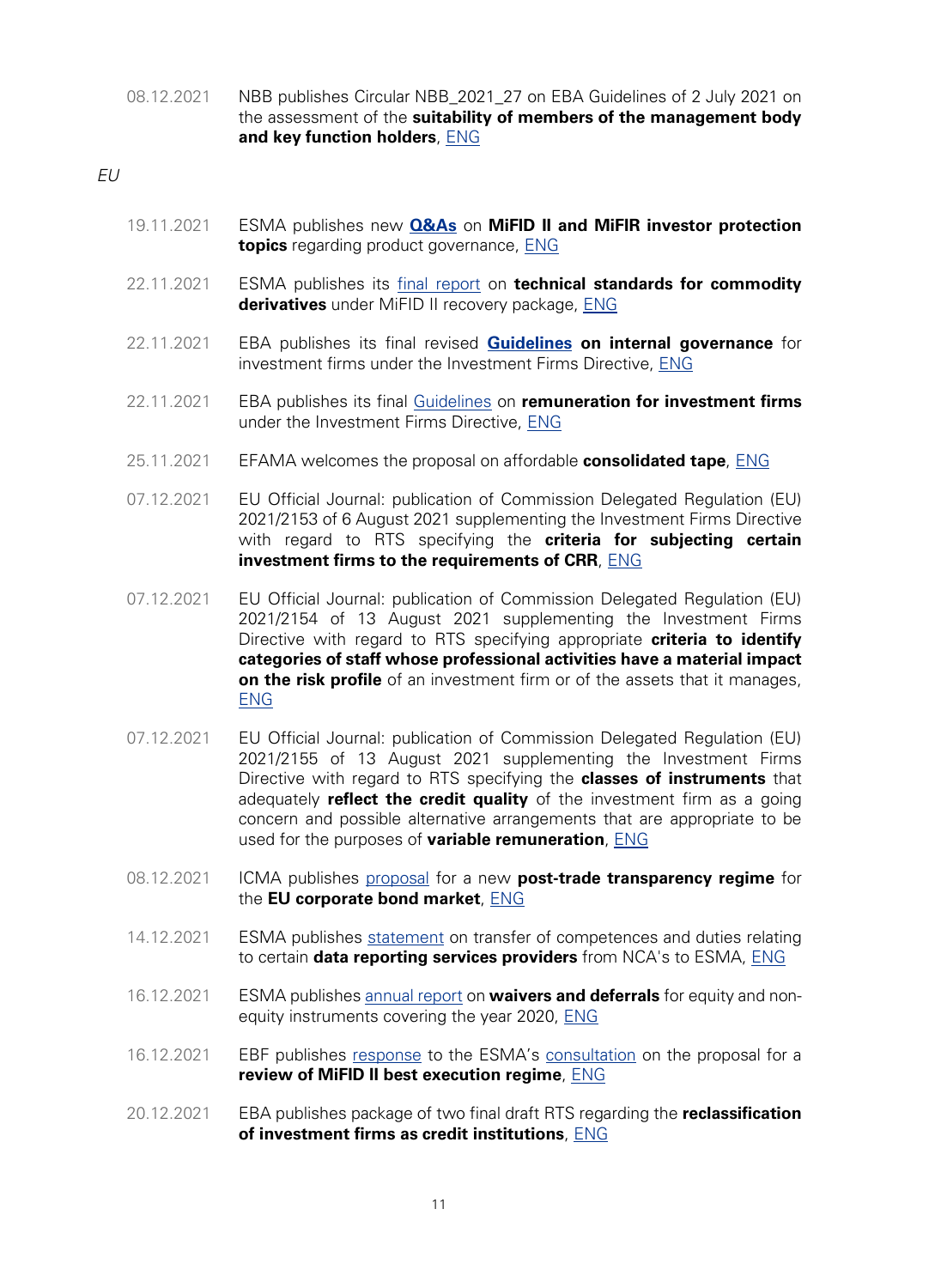08.12.2021 NBB publishes Circular NBB_2021_27 on EBA Guidelines of 2 July 2021 on the assessment of the **suitability of members of the management body and key function holders**, ENG

*EU*

19.11.2021 ESMA publishes new **Q&As** on **MiFID II and MiFIR investor protection topics** regarding product governance, ENG

22.11.2021 ESMA publishes its final report on **technical standards for commodity derivatives** under MiFID II recovery package, ENG

22.11.2021 EBA publishes its final revised **Guidelines on internal governance** for investment firms under the Investment Firms Directive, ENG

22.11.2021 EBA publishes its final Guidelines on **remuneration for investment firms** under the Investment Firms Directive, ENG

25.11.2021 EFAMA welcomes the proposal on affordable **consolidated tape**, ENG

07.12.2021 EU Official Journal: publication of Commission Delegated Regulation (EU) 2021/2153 of 6 August 2021 supplementing the Investment Firms Directive with regard to RTS specifying the **criteria for subjecting certain investment firms to the requirements of CRR**, ENG

07.12.2021 EU Official Journal: publication of Commission Delegated Regulation (EU) 2021/2154 of 13 August 2021 supplementing the Investment Firms Directive with regard to RTS specifying appropriate **criteria to identify categories of staff whose professional activities have a material impact on the risk profile** of an investment firm or of the assets that it manages, ENG

07.12.2021 EU Official Journal: publication of Commission Delegated Regulation (EU) 2021/2155 of 13 August 2021 supplementing the Investment Firms Directive with regard to RTS specifying the **classes of instruments** that adequately **reflect the credit quality** of the investment firm as a going concern and possible alternative arrangements that are appropriate to be used for the purposes of **variable remuneration**, ENG

08.12.2021 ICMA publishes proposal for a new **post-trade transparency regime** for the **EU corporate bond market**, ENG

14.12.2021 ESMA publishes statement on transfer of competences and duties relating to certain **data reporting services providers** from NCA's to ESMA, ENG

16.12.2021 ESMA publishes annual report on **waivers and deferrals** for equity and non-equity instruments covering the year 2020, ENG

16.12.2021 EBF publishes response to the ESMA's consultation on the proposal for a **review of MiFID II best execution regime**, ENG

20.12.2021 EBA publishes package of two final draft RTS regarding the **reclassification of investment firms as credit institutions**, ENG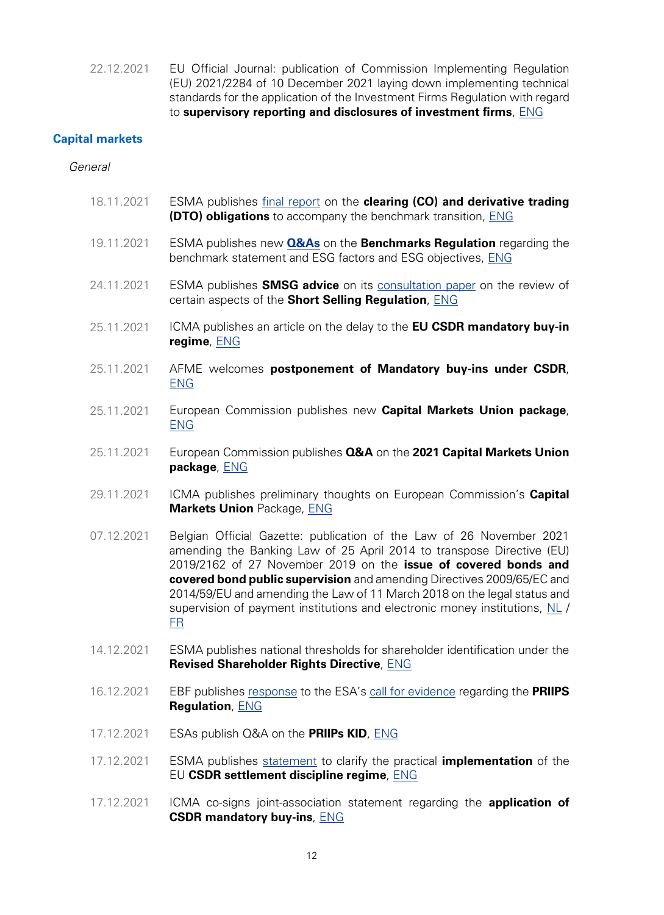22.12.2021 EU Official Journal: publication of Commission Implementing Regulation (EU) 2021/2284 of 10 December 2021 laying down implementing technical standards for the application of the Investment Firms Regulation with regard to **supervisory reporting and disclosures of investment firms**, ENG

## Capital markets

*General*

18.11.2021 ESMA publishes final report on the **clearing (CO) and derivative trading (DTO) obligations** to accompany the benchmark transition, ENG

19.11.2021 ESMA publishes new **Q&As** on the **Benchmarks Regulation** regarding the benchmark statement and ESG factors and ESG objectives, ENG

24.11.2021 ESMA publishes **SMSG advice** on its consultation paper on the review of certain aspects of the **Short Selling Regulation**, ENG

25.11.2021 ICMA publishes an article on the delay to the **EU CSDR mandatory buy-in regime**, ENG

25.11.2021 AFME welcomes **postponement of Mandatory buy-ins under CSDR**, ENG

25.11.2021 European Commission publishes new **Capital Markets Union package**, ENG

25.11.2021 European Commission publishes **Q&A** on the **2021 Capital Markets Union package**, ENG

29.11.2021 ICMA publishes preliminary thoughts on European Commission's **Capital Markets Union** Package, ENG

07.12.2021 Belgian Official Gazette: publication of the Law of 26 November 2021 amending the Banking Law of 25 April 2014 to transpose Directive (EU) 2019/2162 of 27 November 2019 on the **issue of covered bonds and covered bond public supervision** and amending Directives 2009/65/EC and 2014/59/EU and amending the Law of 11 March 2018 on the legal status and supervision of payment institutions and electronic money institutions, NL / FR

14.12.2021 ESMA publishes national thresholds for shareholder identification under the **Revised Shareholder Rights Directive**, ENG

16.12.2021 EBF publishes response to the ESA's call for evidence regarding the **PRIIPS Regulation**, ENG

17.12.2021 ESAs publish Q&A on the **PRIIPs KID**, ENG

17.12.2021 ESMA publishes statement to clarify the practical **implementation** of the EU **CSDR settlement discipline regime**, ENG

17.12.2021 ICMA co-signs joint-association statement regarding the **application of CSDR mandatory buy-ins**, ENG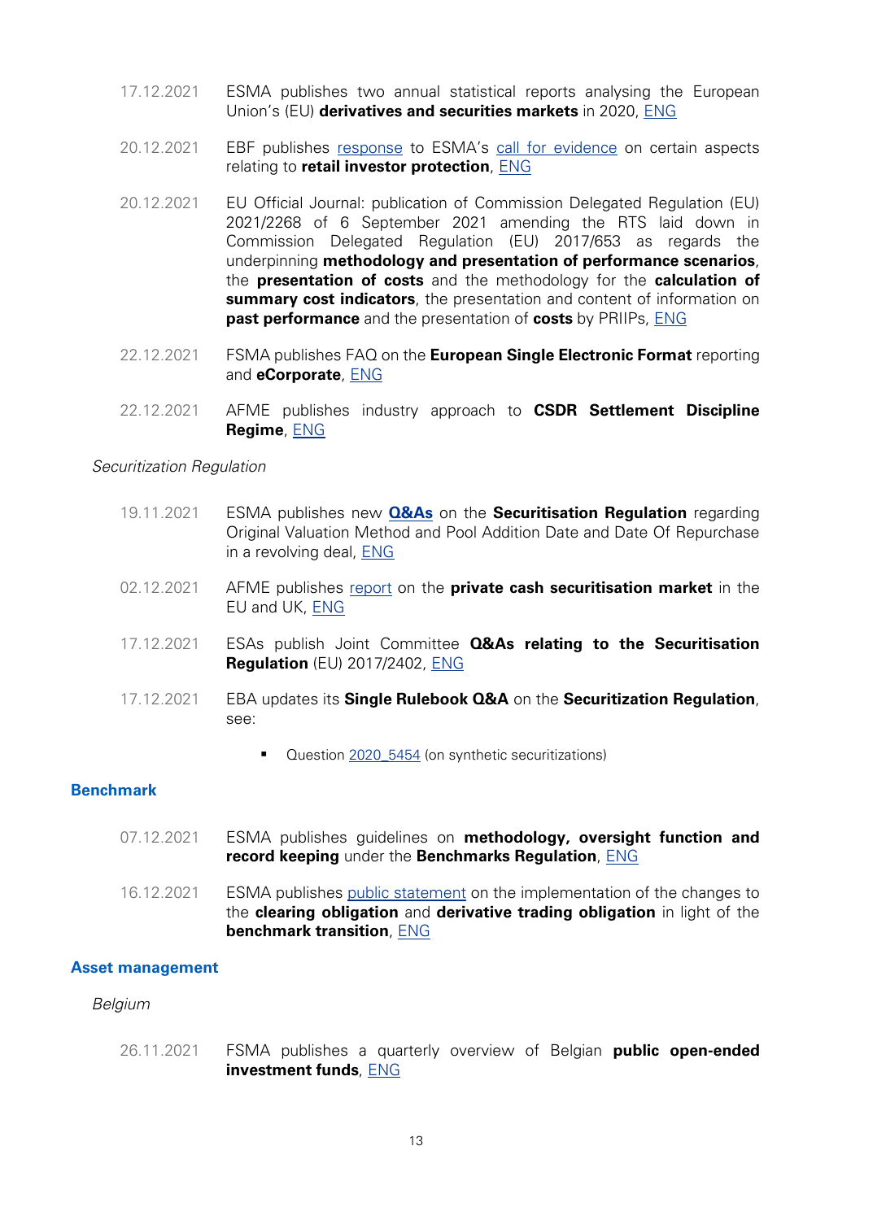17.12.2021 ESMA publishes two annual statistical reports analysing the European Union's (EU) **derivatives and securities markets** in 2020, ENG

20.12.2021 EBF publishes response to ESMA's call for evidence on certain aspects relating to **retail investor protection**, ENG

20.12.2021 EU Official Journal: publication of Commission Delegated Regulation (EU) 2021/2268 of 6 September 2021 amending the RTS laid down in Commission Delegated Regulation (EU) 2017/653 as regards the underpinning **methodology and presentation of performance scenarios**, the **presentation of costs** and the methodology for the **calculation of summary cost indicators**, the presentation and content of information on **past performance** and the presentation of **costs** by PRIIPs, ENG

22.12.2021 FSMA publishes FAQ on the **European Single Electronic Format** reporting and **eCorporate**, ENG

22.12.2021 AFME publishes industry approach to **CSDR Settlement Discipline Regime**, ENG

*Securitization Regulation*

19.11.2021 ESMA publishes new **Q&As** on the **Securitisation Regulation** regarding Original Valuation Method and Pool Addition Date and Date Of Repurchase in a revolving deal, ENG

02.12.2021 AFME publishes report on the **private cash securitisation market** in the EU and UK, ENG

17.12.2021 ESAs publish Joint Committee **Q&As relating to the Securitisation Regulation** (EU) 2017/2402, ENG

17.12.2021 EBA updates its **Single Rulebook Q&A** on the **Securitization Regulation**, see:

- Question 2020_5454 (on synthetic securitizations)

## Benchmark

07.12.2021 ESMA publishes guidelines on **methodology, oversight function and record keeping** under the **Benchmarks Regulation**, ENG

16.12.2021 ESMA publishes public statement on the implementation of the changes to the **clearing obligation** and **derivative trading obligation** in light of the **benchmark transition**, ENG

## Asset management

*Belgium*

26.11.2021 FSMA publishes a quarterly overview of Belgian **public open-ended investment funds**, ENG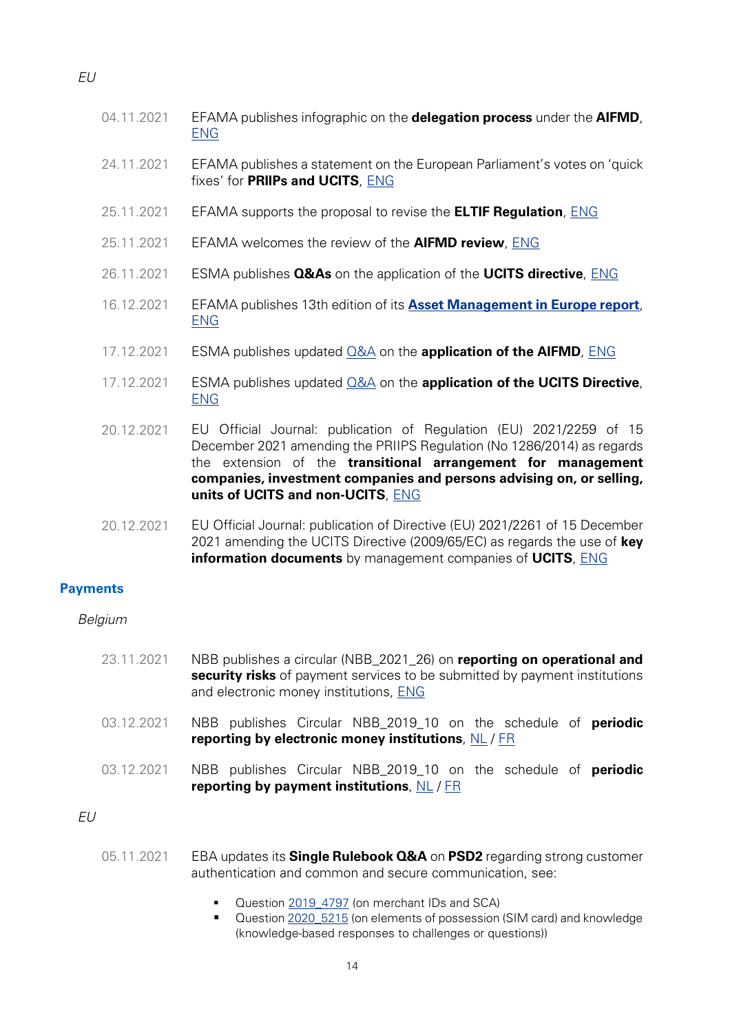*EU*

04.11.2021 EFAMA publishes infographic on the **delegation process** under the **AIFMD**, ENG

24.11.2021 EFAMA publishes a statement on the European Parliament's votes on 'quick fixes' for **PRIIPs and UCITS**, ENG

25.11.2021 EFAMA supports the proposal to revise the **ELTIF Regulation**, ENG

25.11.2021 EFAMA welcomes the review of the **AIFMD review**, ENG

26.11.2021 ESMA publishes **Q&As** on the application of the **UCITS directive**, ENG

16.12.2021 EFAMA publishes 13th edition of its **Asset Management in Europe report**, ENG

17.12.2021 ESMA publishes updated Q&A on the **application of the AIFMD**, ENG

17.12.2021 ESMA publishes updated Q&A on the **application of the UCITS Directive**, ENG

20.12.2021 EU Official Journal: publication of Regulation (EU) 2021/2259 of 15 December 2021 amending the PRIIPS Regulation (No 1286/2014) as regards the extension of the **transitional arrangement for management companies, investment companies and persons advising on, or selling, units of UCITS and non-UCITS**, ENG

20.12.2021 EU Official Journal: publication of Directive (EU) 2021/2261 of 15 December 2021 amending the UCITS Directive (2009/65/EC) as regards the use of **key information documents** by management companies of **UCITS**, ENG

## Payments

*Belgium*

23.11.2021 NBB publishes a circular (NBB_2021_26) on **reporting on operational and security risks** of payment services to be submitted by payment institutions and electronic money institutions, ENG

03.12.2021 NBB publishes Circular NBB_2019_10 on the schedule of **periodic reporting by electronic money institutions**, NL / FR

03.12.2021 NBB publishes Circular NBB_2019_10 on the schedule of **periodic reporting by payment institutions**, NL / FR

*EU*

05.11.2021 EBA updates its **Single Rulebook Q&A** on **PSD2** regarding strong customer authentication and common and secure communication, see:

- Question 2019_4797 (on merchant IDs and SCA)
- Question 2020_5215 (on elements of possession (SIM card) and knowledge (knowledge-based responses to challenges or questions))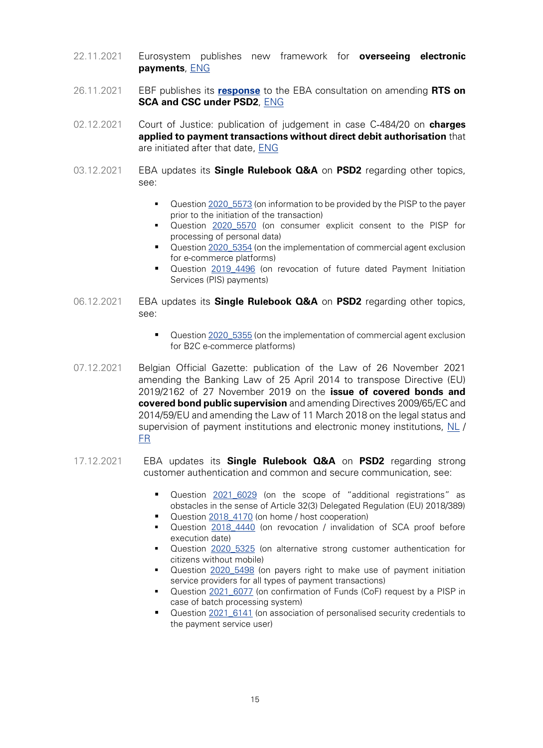22.11.2021 Eurosystem publishes new framework for **overseeing electronic payments**, ENG

26.11.2021 EBF publishes its **response** to the EBA consultation on amending **RTS on SCA and CSC under PSD2**, ENG

02.12.2021 Court of Justice: publication of judgement in case C-484/20 on **charges applied to payment transactions without direct debit authorisation** that are initiated after that date, ENG

03.12.2021 EBA updates its **Single Rulebook Q&A** on **PSD2** regarding other topics, see:

- Question 2020_5573 (on information to be provided by the PISP to the payer prior to the initiation of the transaction)
- Question 2020_5570 (on consumer explicit consent to the PISP for processing of personal data)
- Question 2020_5354 (on the implementation of commercial agent exclusion for e-commerce platforms)
- Question 2019_4496 (on revocation of future dated Payment Initiation Services (PIS) payments)

06.12.2021 EBA updates its **Single Rulebook Q&A** on **PSD2** regarding other topics, see:

- Question 2020_5355 (on the implementation of commercial agent exclusion for B2C e-commerce platforms)

07.12.2021 Belgian Official Gazette: publication of the Law of 26 November 2021 amending the Banking Law of 25 April 2014 to transpose Directive (EU) 2019/2162 of 27 November 2019 on the **issue of covered bonds and covered bond public supervision** and amending Directives 2009/65/EC and 2014/59/EU and amending the Law of 11 March 2018 on the legal status and supervision of payment institutions and electronic money institutions, NL / FR

17.12.2021 EBA updates its **Single Rulebook Q&A** on **PSD2** regarding strong customer authentication and common and secure communication, see:

- Question 2021_6029 (on the scope of "additional registrations" as obstacles in the sense of Article 32(3) Delegated Regulation (EU) 2018/389)
- Question 2018_4170 (on home / host cooperation)
- Question 2018_4440 (on revocation / invalidation of SCA proof before execution date)
- Question 2020_5325 (on alternative strong customer authentication for citizens without mobile)
- Question 2020_5498 (on payers right to make use of payment initiation service providers for all types of payment transactions)
- Question 2021_6077 (on confirmation of Funds (CoF) request by a PISP in case of batch processing system)
- Question 2021_6141 (on association of personalised security credentials to the payment service user)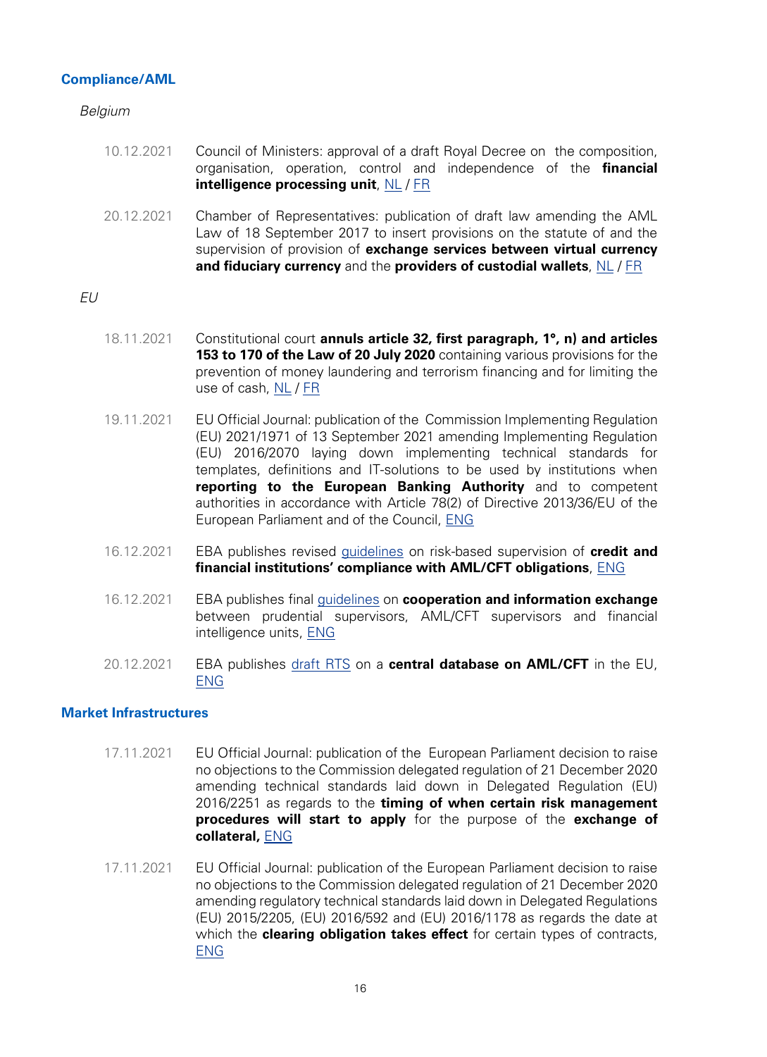## Compliance/AML

*Belgium*

10.12.2021 Council of Ministers: approval of a draft Royal Decree on the composition, organisation, operation, control and independence of the **financial intelligence processing unit**, NL / FR

20.12.2021 Chamber of Representatives: publication of draft law amending the AML Law of 18 September 2017 to insert provisions on the statute of and the supervision of provision of **exchange services between virtual currency and fiduciary currency** and the **providers of custodial wallets**, NL / FR

*EU*

18.11.2021 Constitutional court **annuls article 32, first paragraph, 1°, n) and articles 153 to 170 of the Law of 20 July 2020** containing various provisions for the prevention of money laundering and terrorism financing and for limiting the use of cash, NL / FR

19.11.2021 EU Official Journal: publication of the Commission Implementing Regulation (EU) 2021/1971 of 13 September 2021 amending Implementing Regulation (EU) 2016/2070 laying down implementing technical standards for templates, definitions and IT-solutions to be used by institutions when **reporting to the European Banking Authority** and to competent authorities in accordance with Article 78(2) of Directive 2013/36/EU of the European Parliament and of the Council, ENG

16.12.2021 EBA publishes revised guidelines on risk-based supervision of **credit and financial institutions' compliance with AML/CFT obligations**, ENG

16.12.2021 EBA publishes final guidelines on **cooperation and information exchange** between prudential supervisors, AML/CFT supervisors and financial intelligence units, ENG

20.12.2021 EBA publishes draft RTS on a **central database on AML/CFT** in the EU, ENG

## Market Infrastructures

17.11.2021 EU Official Journal: publication of the European Parliament decision to raise no objections to the Commission delegated regulation of 21 December 2020 amending technical standards laid down in Delegated Regulation (EU) 2016/2251 as regards to the **timing of when certain risk management procedures will start to apply** for the purpose of the **exchange of collateral,** ENG

17.11.2021 EU Official Journal: publication of the European Parliament decision to raise no objections to the Commission delegated regulation of 21 December 2020 amending regulatory technical standards laid down in Delegated Regulations (EU) 2015/2205, (EU) 2016/592 and (EU) 2016/1178 as regards the date at which the **clearing obligation takes effect** for certain types of contracts, ENG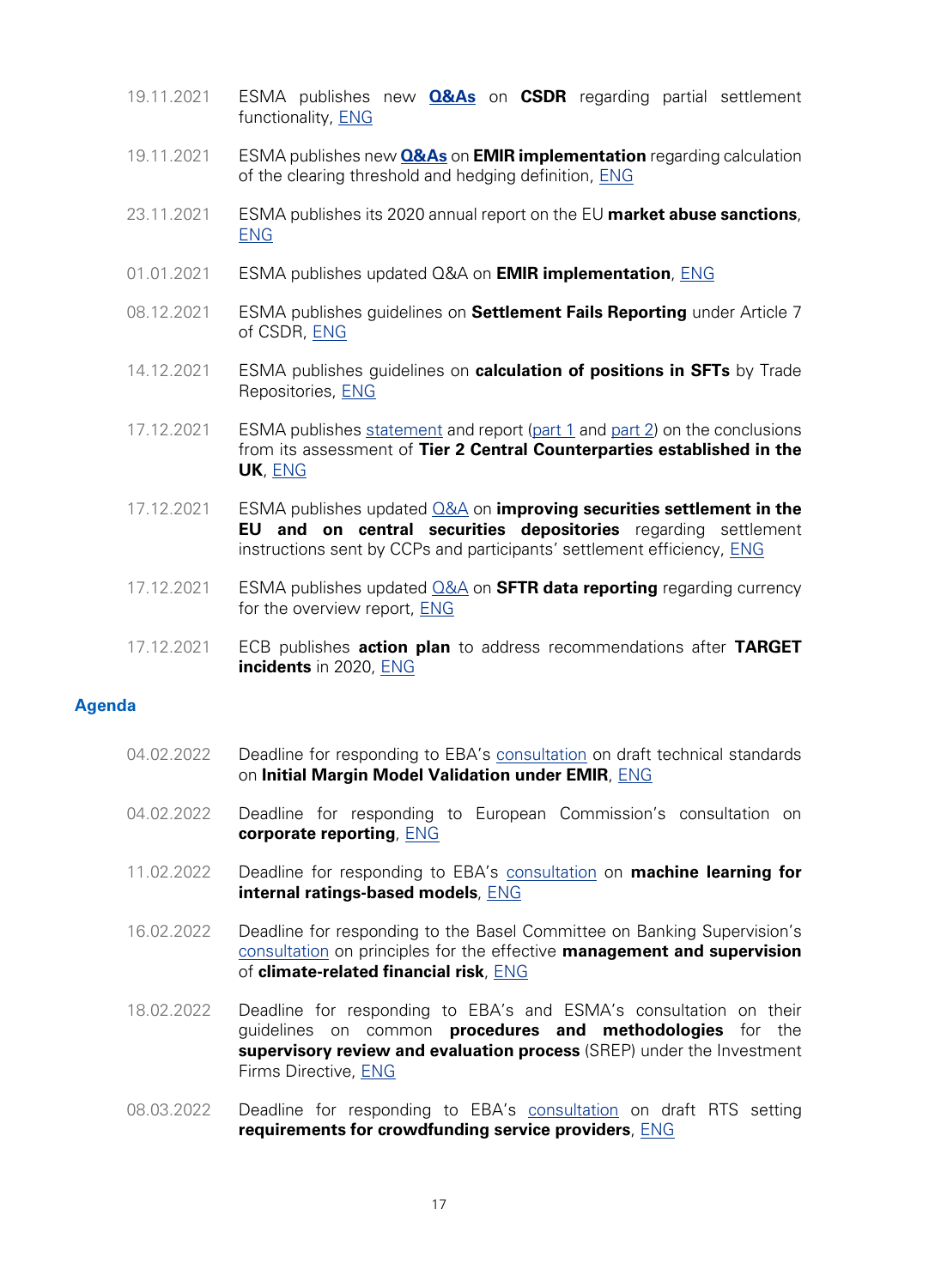19.11.2021 ESMA publishes new **Q&As** on **CSDR** regarding partial settlement functionality, ENG

19.11.2021 ESMA publishes new **Q&As** on **EMIR implementation** regarding calculation of the clearing threshold and hedging definition, ENG

23.11.2021 ESMA publishes its 2020 annual report on the EU **market abuse sanctions**, ENG

01.01.2021 ESMA publishes updated Q&A on **EMIR implementation**, ENG

08.12.2021 ESMA publishes guidelines on **Settlement Fails Reporting** under Article 7 of CSDR, ENG

14.12.2021 ESMA publishes guidelines on **calculation of positions in SFTs** by Trade Repositories, ENG

17.12.2021 ESMA publishes statement and report (part 1 and part 2) on the conclusions from its assessment of **Tier 2 Central Counterparties established in the UK**, ENG

17.12.2021 ESMA publishes updated Q&A on **improving securities settlement in the EU and on central securities depositories** regarding settlement instructions sent by CCPs and participants' settlement efficiency, ENG

17.12.2021 ESMA publishes updated Q&A on **SFTR data reporting** regarding currency for the overview report, ENG

17.12.2021 ECB publishes **action plan** to address recommendations after **TARGET incidents** in 2020, ENG

## Agenda

04.02.2022 Deadline for responding to EBA's consultation on draft technical standards on **Initial Margin Model Validation under EMIR**, ENG

04.02.2022 Deadline for responding to European Commission's consultation on **corporate reporting**, ENG

11.02.2022 Deadline for responding to EBA's consultation on **machine learning for internal ratings-based models**, ENG

16.02.2022 Deadline for responding to the Basel Committee on Banking Supervision's consultation on principles for the effective **management and supervision** of **climate-related financial risk**, ENG

18.02.2022 Deadline for responding to EBA's and ESMA's consultation on their guidelines on common **procedures and methodologies** for the **supervisory review and evaluation process** (SREP) under the Investment Firms Directive, ENG

08.03.2022 Deadline for responding to EBA's consultation on draft RTS setting **requirements for crowdfunding service providers**, ENG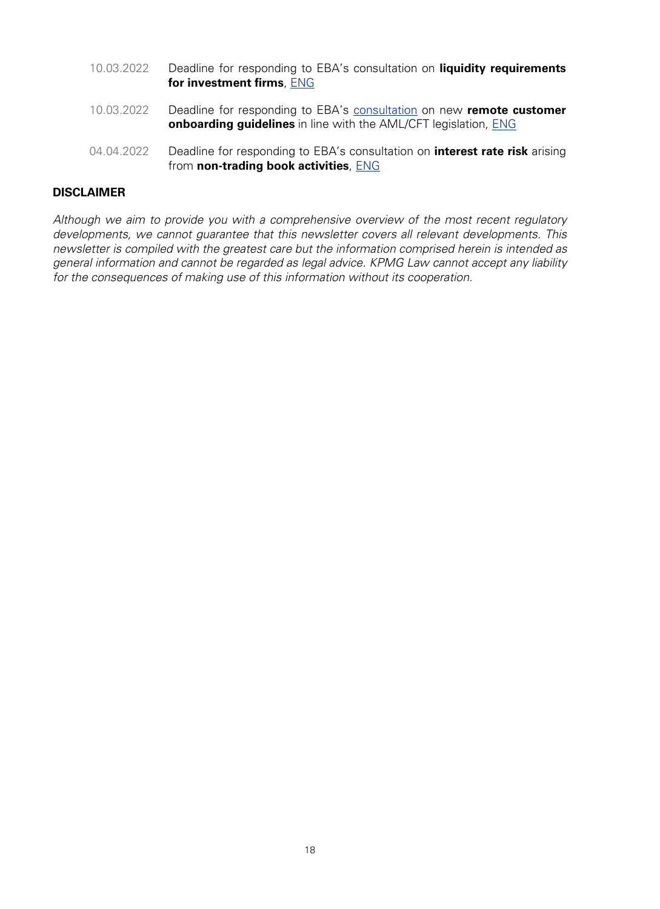| | |
|---|---|
| 10.03.2022 | Deadline for responding to EBA's consultation on **liquidity requirements for investment firms**, ENG |
| 10.03.2022 | Deadline for responding to EBA's consultation on new **remote customer onboarding guidelines** in line with the AML/CFT legislation, ENG |
| 04.04.2022 | Deadline for responding to EBA's consultation on **interest rate risk** arising from **non-trading book activities**, ENG |

## DISCLAIMER

*Although we aim to provide you with a comprehensive overview of the most recent regulatory developments, we cannot guarantee that this newsletter covers all relevant developments. This newsletter is compiled with the greatest care but the information comprised herein is intended as general information and cannot be regarded as legal advice. KPMG Law cannot accept any liability for the consequences of making use of this information without its cooperation.*